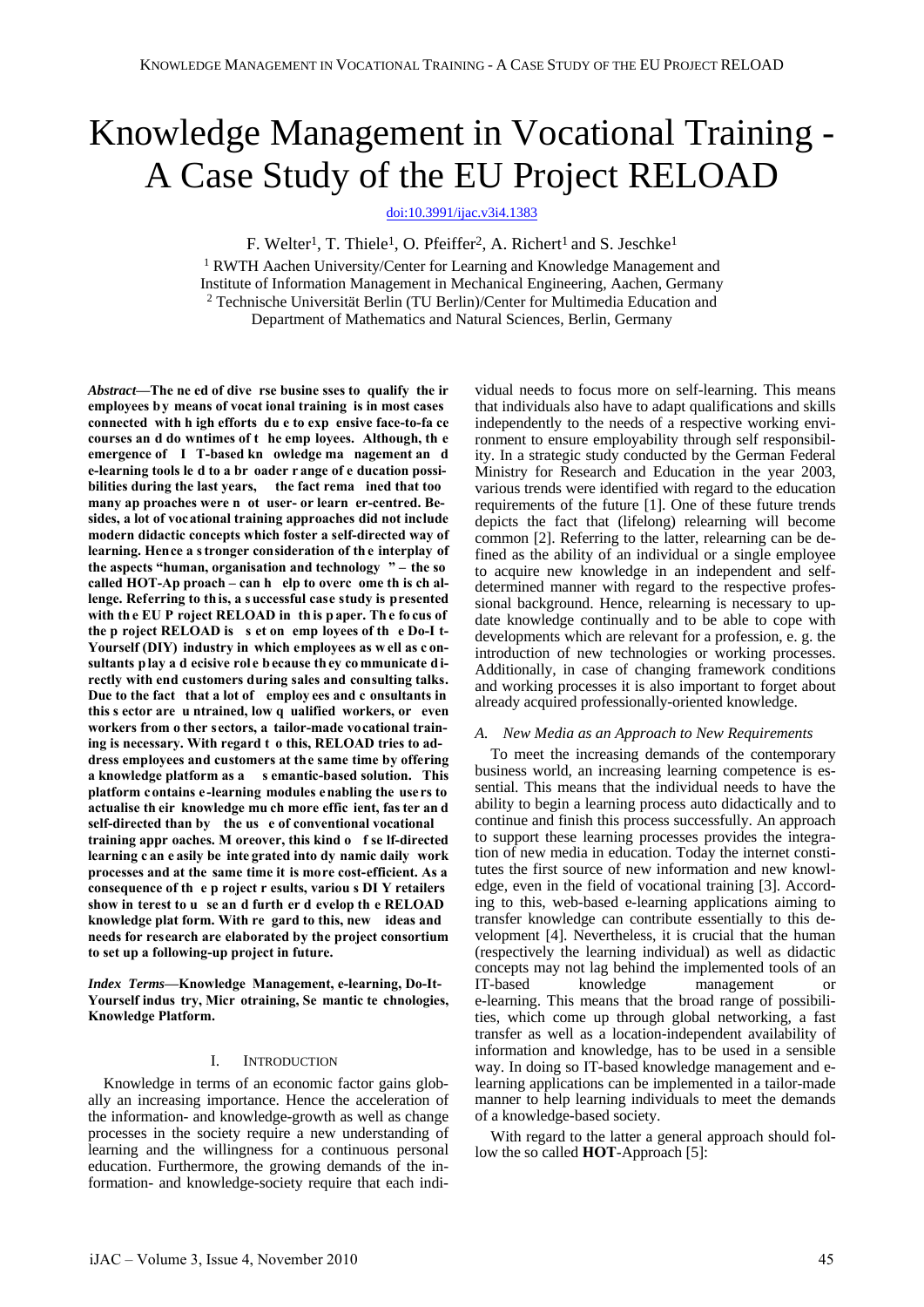# Knowledge Management in Vocational Training - A Case Study of the EU Project RELOAD

doi:10.3991/ijac.v3i4.1383

F. Welter[1], T. Thiele[1], O. Pfeiffer[2], A. Richert[1] and S. Jeschke[1]

[1] RWTH Aachen University/Center for Learning and Knowledge Management and Institute of Information Management in Mechanical Engineering, Aachen, Germany
[2] Technische Universität Berlin (TU Berlin)/Center for Multimedia Education and Department of Mathematics and Natural Sciences, Berlin, Germany

***Abstract*—The need of diverse businesses to qualify their employees by means of vocational training is in most cases connected with high efforts due to expensive face-to-face courses and downtimes of the employees. Although, the emergence of IT-based knowledge management and e-learning tools led to a broader range of education possibilities during the last years, the fact remained that too many approaches were not user- or learner-centred. Besides, a lot of vocational training approaches did not include modern didactic concepts which foster a self-directed way of learning. Hence a stronger consideration of the interplay of the aspects "human, organisation and technology" – the so called HOT-Approach – can help to overcome this challenge. Referring to this, a successful case study is presented with the EU Project RELOAD in this paper. The focus of the project RELOAD is set on employees of the Do-It-Yourself (DIY) industry in which employees as well as consultants play a decisive role because they communicate directly with end customers during sales and consulting talks. Due to the fact that a lot of employees and consultants in this sector are untrained, low qualified workers, or even workers from other sectors, a tailor-made vocational training is necessary. With regard to this, RELOAD tries to address employees and customers at the same time by offering a knowledge platform as a semantic-based solution. This platform contains e-learning modules enabling the users to actualise their knowledge much more efficient, faster and self-directed than by the use of conventional vocational training approaches. Moreover, this kind of self-directed learning can easily be integrated into dynamic daily work processes and at the same time it is more cost-efficient. As a consequence of the project results, various DIY retailers show interest to use and further develop the RELOAD knowledge platform. With regard to this, new ideas and needs for research are elaborated by the project consortium to set up a following-up project in future.**

***Index Terms*—Knowledge Management, e-learning, Do-It-Yourself industry, Microtraining, Semantic technologies, Knowledge Platform.**

## I. Introduction

Knowledge in terms of an economic factor gains globally an increasing importance. Hence the acceleration of the information- and knowledge-growth as well as change processes in the society require a new understanding of learning and the willingness for a continuous personal education. Furthermore, the growing demands of the information- and knowledge-society require that each individual needs to focus more on self-learning. This means that individuals also have to adapt qualifications and skills independently to the needs of a respective working environment to ensure employability through self responsibility. In a strategic study conducted by the German Federal Ministry for Research and Education in the year 2003, various trends were identified with regard to the education requirements of the future [1]. One of these future trends depicts the fact that (lifelong) relearning will become common [2]. Referring to the latter, relearning can be defined as the ability of an individual or a single employee to acquire new knowledge in an independent and self-determined manner with regard to the respective professional background. Hence, relearning is necessary to update knowledge continually and to be able to cope with developments which are relevant for a profession, e. g. the introduction of new technologies or working processes. Additionally, in case of changing framework conditions and working processes it is also important to forget about already acquired professionally-oriented knowledge.

### *A. New Media as an Approach to New Requirements*

To meet the increasing demands of the contemporary business world, an increasing learning competence is essential. This means that the individual needs to have the ability to begin a learning process auto didactically and to continue and finish this process successfully. An approach to support these learning processes provides the integration of new media in education. Today the internet constitutes the first source of new information and new knowledge, even in the field of vocational training [3]. According to this, web-based e-learning applications aiming to transfer knowledge can contribute essentially to this development [4]. Nevertheless, it is crucial that the human (respectively the learning individual) as well as didactic concepts may not lag behind the implemented tools of an IT-based knowledge management or e-learning. This means that the broad range of possibilities, which come up through global networking, a fast transfer as well as a location-independent availability of information and knowledge, has to be used in a sensible way. In doing so IT-based knowledge management and e-learning applications can be implemented in a tailor-made manner to help learning individuals to meet the demands of a knowledge-based society.

With regard to the latter a general approach should follow the so called **HOT**-Approach [5]: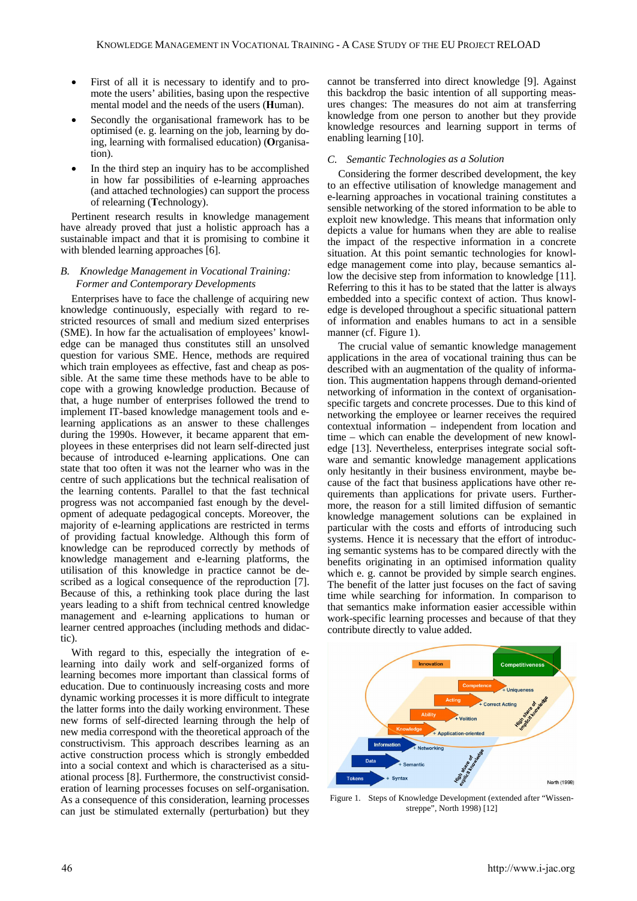- First of all it is necessary to identify and to promote the users' abilities, basing upon the respective mental model and the needs of the users (**H**uman).
- Secondly the organisational framework has to be optimised (e. g. learning on the job, learning by doing, learning with formalised education) (**O**rganisation).
- In the third step an inquiry has to be accomplished in how far possibilities of e-learning approaches (and attached technologies) can support the process of relearning (**T**echnology).

Pertinent research results in knowledge management have already proved that just a holistic approach has a sustainable impact and that it is promising to combine it with blended learning approaches [6].

### B. Knowledge Management in Vocational Training: Former and Contemporary Developments

Enterprises have to face the challenge of acquiring new knowledge continuously, especially with regard to restricted resources of small and medium sized enterprises (SME). In how far the actualisation of employees' knowledge can be managed thus constitutes still an unsolved question for various SME. Hence, methods are required which train employees as effective, fast and cheap as possible. At the same time these methods have to be able to cope with a growing knowledge production. Because of that, a huge number of enterprises followed the trend to implement IT-based knowledge management tools and e-learning applications as an answer to these challenges during the 1990s. However, it became apparent that employees in these enterprises did not learn self-directed just because of introduced e-learning applications. One can state that too often it was not the learner who was in the centre of such applications but the technical realisation of the learning contents. Parallel to that the fast technical progress was not accompanied fast enough by the development of adequate pedagogical concepts. Moreover, the majority of e-learning applications are restricted in terms of providing factual knowledge. Although this form of knowledge can be reproduced correctly by methods of knowledge management and e-learning platforms, the utilisation of this knowledge in practice cannot be described as a logical consequence of the reproduction [7]. Because of this, a rethinking took place during the last years leading to a shift from technical centred knowledge management and e-learning applications to human or learner centred approaches (including methods and didactic).

With regard to this, especially the integration of e-learning into daily work and self-organized forms of learning becomes more important than classical forms of education. Due to continuously increasing costs and more dynamic working processes it is more difficult to integrate the latter forms into the daily working environment. These new forms of self-directed learning through the help of new media correspond with the theoretical approach of the constructivism. This approach describes learning as an active construction process which is strongly embedded into a social context and which is characterised as a situational process [8]. Furthermore, the constructivist consideration of learning processes focuses on self-organisation. As a consequence of this consideration, learning processes can just be stimulated externally (perturbation) but they cannot be transferred into direct knowledge [9]. Against this backdrop the basic intention of all supporting measures changes: The measures do not aim at transferring knowledge from one person to another but they provide knowledge resources and learning support in terms of enabling learning [10].

### C. Semantic Technologies as a Solution

Considering the former described development, the key to an effective utilisation of knowledge management and e-learning approaches in vocational training constitutes a sensible networking of the stored information to be able to exploit new knowledge. This means that information only depicts a value for humans when they are able to realise the impact of the respective information in a concrete situation. At this point semantic technologies for knowledge management come into play, because semantics allow the decisive step from information to knowledge [11]. Referring to this it has to be stated that the latter is always embedded into a specific context of action. Thus knowledge is developed throughout a specific situational pattern of information and enables humans to act in a sensible manner (cf. Figure 1).

The crucial value of semantic knowledge management applications in the area of vocational training thus can be described with an augmentation of the quality of information. This augmentation happens through demand-oriented networking of information in the context of organisation-specific targets and concrete processes. Due to this kind of networking the employee or learner receives the required contextual information – independent from location and time – which can enable the development of new knowledge [13]. Nevertheless, enterprises integrate social software and semantic knowledge management applications only hesitantly in their business environment, maybe because of the fact that business applications have other requirements than applications for private users. Furthermore, the reason for a still limited diffusion of semantic knowledge management solutions can be explained in particular with the costs and efforts of introducing such systems. Hence it is necessary that the effort of introducing semantic systems has to be compared directly with the benefits originating in an optimised information quality which e. g. cannot be provided by simple search engines. The benefit of the latter just focuses on the fact of saving time while searching for information. In comparison to that semantics make information easier accessible within work-specific learning processes and because of that they contribute directly to value added.

Figure 1. Steps of Knowledge Development (extended after "Wissenstreppe", North 1998) [12]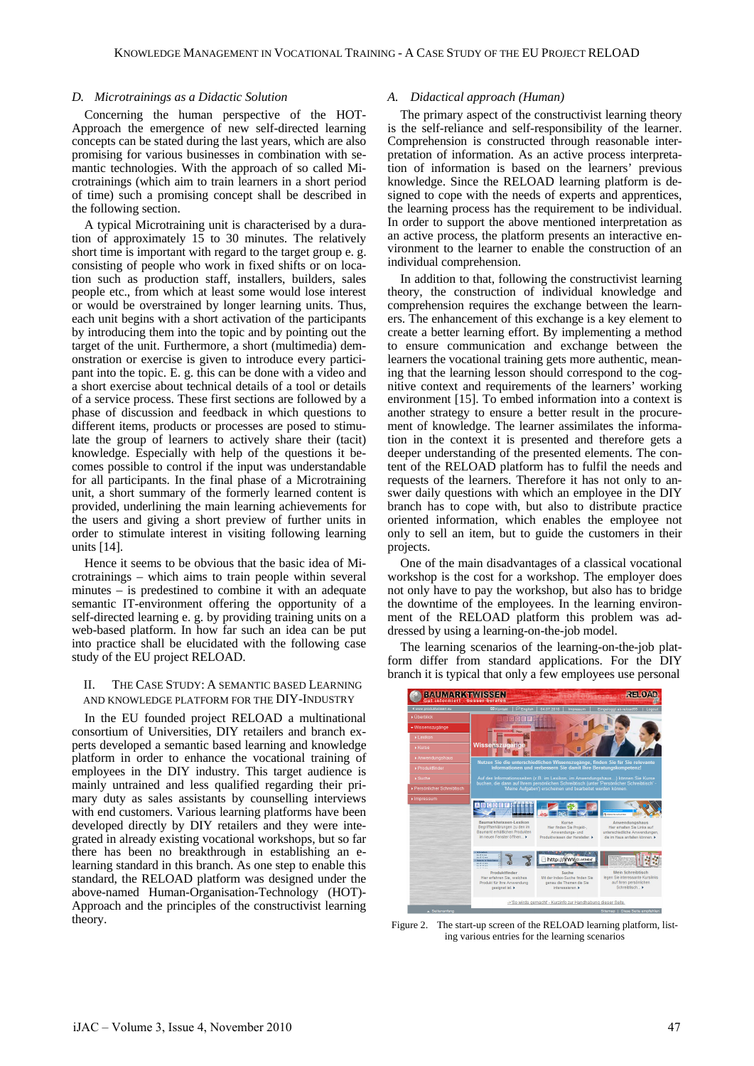### D. Microtrainings as a Didactic Solution

Concerning the human perspective of the HOT-Approach the emergence of new self-directed learning concepts can be stated during the last years, which are also promising for various businesses in combination with semantic technologies. With the approach of so called Microtrainings (which aim to train learners in a short period of time) such a promising concept shall be described in the following section.

A typical Microtraining unit is characterised by a duration of approximately 15 to 30 minutes. The relatively short time is important with regard to the target group e. g. consisting of people who work in fixed shifts or on location such as production staff, installers, builders, sales people etc., from which at least some would lose interest or would be overstrained by longer learning units. Thus, each unit begins with a short activation of the participants by introducing them into the topic and by pointing out the target of the unit. Furthermore, a short (multimedia) demonstration or exercise is given to introduce every participant into the topic. E. g. this can be done with a video and a short exercise about technical details of a tool or details of a service process. These first sections are followed by a phase of discussion and feedback in which questions to different items, products or processes are posed to stimulate the group of learners to actively share their (tacit) knowledge. Especially with help of the questions it becomes possible to control if the input was understandable for all participants. In the final phase of a Microtraining unit, a short summary of the formerly learned content is provided, underlining the main learning achievements for the users and giving a short preview of further units in order to stimulate interest in visiting following learning units [14].

Hence it seems to be obvious that the basic idea of Microtrainings – which aims to train people within several minutes – is predestined to combine it with an adequate semantic IT-environment offering the opportunity of a self-directed learning e. g. by providing training units on a web-based platform. In how far such an idea can be put into practice shall be elucidated with the following case study of the EU project RELOAD.

## II. The Case Study: A Semantic Based Learning and Knowledge Platform for the DIY-Industry

In the EU founded project RELOAD a multinational consortium of Universities, DIY retailers and branch experts developed a semantic based learning and knowledge platform in order to enhance the vocational training of employees in the DIY industry. This target audience is mainly untrained and less qualified regarding their primary duty as sales assistants by counselling interviews with end customers. Various learning platforms have been developed directly by DIY retailers and they were integrated in already existing vocational workshops, but so far there has been no breakthrough in establishing an e-learning standard in this branch. As one step to enable this standard, the RELOAD platform was designed under the above-named Human-Organisation-Technology (HOT)-Approach and the principles of the constructivist learning theory.

### A. Didactical approach (Human)

The primary aspect of the constructivist learning theory is the self-reliance and self-responsibility of the learner. Comprehension is constructed through reasonable interpretation of information. As an active process interpretation of information is based on the learners' previous knowledge. Since the RELOAD learning platform is designed to cope with the needs of experts and apprentices, the learning process has the requirement to be individual. In order to support the above mentioned interpretation as an active process, the platform presents an interactive environment to the learner to enable the construction of an individual comprehension.

In addition to that, following the constructivist learning theory, the construction of individual knowledge and comprehension requires the exchange between the learners. The enhancement of this exchange is a key element to create a better learning effort. By implementing a method to ensure communication and exchange between the learners the vocational training gets more authentic, meaning that the learning lesson should correspond to the cognitive context and requirements of the learners' working environment [15]. To embed information into a context is another strategy to ensure a better result in the procurement of knowledge. The learner assimilates the information in the context it is presented and therefore gets a deeper understanding of the presented elements. The content of the RELOAD platform has to fulfil the needs and requests of the learners. Therefore it has not only to answer daily questions with which an employee in the DIY branch has to cope with, but also to distribute practice oriented information, which enables the employee not only to sell an item, but to guide the customers in their projects.

One of the main disadvantages of a classical vocational workshop is the cost for a workshop. The employer does not only have to pay the workshop, but also has to bridge the downtime of the employees. In the learning environment of the RELOAD platform this problem was addressed by using a learning-on-the-job model.

The learning scenarios of the learning-on-the-job platform differ from standard applications. For the DIY branch it is typical that only a few employees use personal

Figure 2. The start-up screen of the RELOAD learning platform, listing various entries for the learning scenarios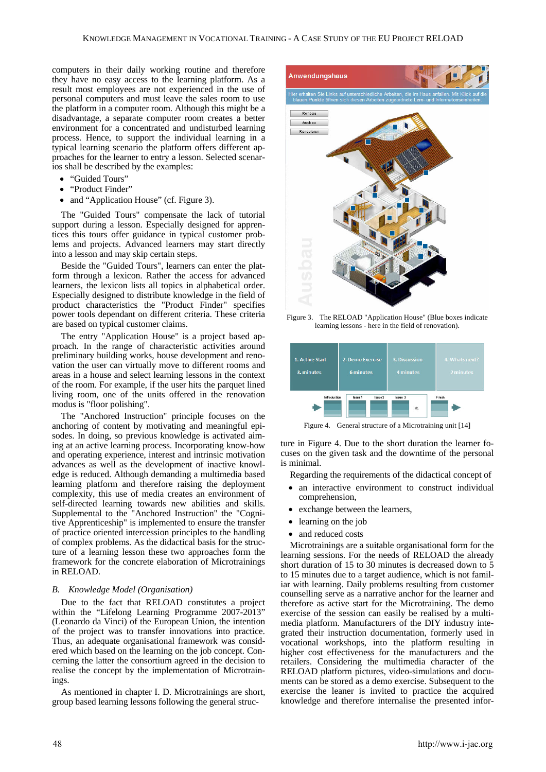computers in their daily working routine and therefore they have no easy access to the learning platform. As a result most employees are not experienced in the use of personal computers and must leave the sales room to use the platform in a computer room. Although this might be a disadvantage, a separate computer room creates a better environment for a concentrated and undisturbed learning process. Hence, to support the individual learning in a typical learning scenario the platform offers different approaches for the learner to entry a lesson. Selected scenarios shall be described by the examples:

- "Guided Tours"
- "Product Finder"
- and "Application House" (cf. Figure 3).

The "Guided Tours" compensate the lack of tutorial support during a lesson. Especially designed for apprentices this tours offer guidance in typical customer problems and projects. Advanced learners may start directly into a lesson and may skip certain steps.

Beside the "Guided Tours", learners can enter the platform through a lexicon. Rather the access for advanced learners, the lexicon lists all topics in alphabetical order. Especially designed to distribute knowledge in the field of product characteristics the "Product Finder" specifies power tools dependant on different criteria. These criteria are based on typical customer claims.

The entry "Application House" is a project based approach. In the range of characteristic activities around preliminary building works, house development and renovation the user can virtually move to different rooms and areas in a house and select learning lessons in the context of the room. For example, if the user hits the parquet lined living room, one of the units offered in the renovation modus is "floor polishing".

The "Anchored Instruction" principle focuses on the anchoring of content by motivating and meaningful episodes. In doing, so previous knowledge is activated aiming at an active learning process. Incorporating know-how and operating experience, interest and intrinsic motivation advances as well as the development of inactive knowledge is reduced. Although demanding a multimedia based learning platform and therefore raising the deployment complexity, this use of media creates an environment of self-directed learning towards new abilities and skills. Supplemental to the "Anchored Instruction" the "Cognitive Apprenticeship" is implemented to ensure the transfer of practice oriented intercession principles to the handling of complex problems. As the didactical basis for the structure of a learning lesson these two approaches form the framework for the concrete elaboration of Microtrainings in RELOAD.

### B. *Knowledge Model (Organisation)*

Due to the fact that RELOAD constitutes a project within the "Lifelong Learning Programme 2007-2013" (Leonardo da Vinci) of the European Union, the intention of the project was to transfer innovations into practice. Thus, an adequate organisational framework was considered which based on the learning on the job concept. Concerning the latter the consortium agreed in the decision to realise the concept by the implementation of Microtrainings.

As mentioned in chapter I. D. Microtrainings are short, group based learning lessons following the general structure in Figure 4. Due to the short duration the learner focuses on the given task and the downtime of the personal is minimal.

Figure 3. The RELOAD "Application House" (Blue boxes indicate learning lessons - here in the field of renovation).

Figure 4. General structure of a Microtraining unit [14]

Regarding the requirements of the didactical concept of

- an interactive environment to construct individual comprehension,
- exchange between the learners,
- learning on the job
- and reduced costs

Microtrainings are a suitable organisational form for the learning sessions. For the needs of RELOAD the already short duration of 15 to 30 minutes is decreased down to 5 to 15 minutes due to a target audience, which is not familiar with learning. Daily problems resulting from customer counselling serve as a narrative anchor for the learner and therefore as active start for the Microtraining. The demo exercise of the session can easily be realised by a multimedia platform. Manufacturers of the DIY industry integrated their instruction documentation, formerly used in vocational workshops, into the platform resulting in higher cost effectiveness for the manufacturers and the retailers. Considering the multimedia character of the RELOAD platform pictures, video-simulations and documents can be stored as a demo exercise. Subsequent to the exercise the leaner is invited to practice the acquired knowledge and therefore internalise the presented infor-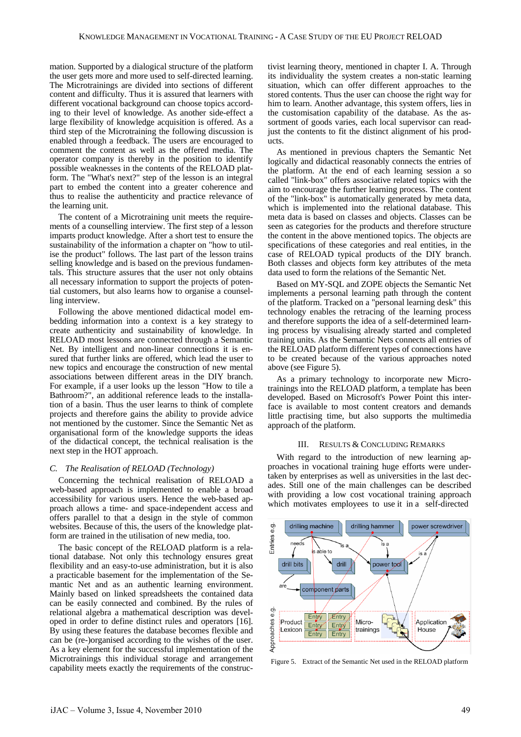mation. Supported by a dialogical structure of the platform the user gets more and more used to self-directed learning. The Microtrainings are divided into sections of different content and difficulty. Thus it is assured that learners with different vocational background can choose topics according to their level of knowledge. As another side-effect a large flexibility of knowledge acquisition is offered. As a third step of the Microtraining the following discussion is enabled through a feedback. The users are encouraged to comment the content as well as the offered media. The operator company is thereby in the position to identify possible weaknesses in the contents of the RELOAD platform. The "What's next?" step of the lesson is an integral part to embed the content into a greater coherence and thus to realise the authenticity and practice relevance of the learning unit.

The content of a Microtraining unit meets the requirements of a counselling interview. The first step of a lesson imparts product knowledge. After a short test to ensure the sustainability of the information a chapter on "how to utilise the product" follows. The last part of the lesson trains selling knowledge and is based on the previous fundamentals. This structure assures that the user not only obtains all necessary information to support the projects of potential customers, but also learns how to organise a counselling interview.

Following the above mentioned didactical model embedding information into a context is a key strategy to create authenticity and sustainability of knowledge. In RELOAD most lessons are connected through a Semantic Net. By intelligent and non-linear connections it is ensured that further links are offered, which lead the user to new topics and encourage the construction of new mental associations between different areas in the DIY branch. For example, if a user looks up the lesson "How to tile a Bathroom?", an additional reference leads to the installation of a basin. Thus the user learns to think of complete projects and therefore gains the ability to provide advice not mentioned by the customer. Since the Semantic Net as organisational form of the knowledge supports the ideas of the didactical concept, the technical realisation is the next step in the HOT approach.

### *C. The Realisation of RELOAD (Technology)*

Concerning the technical realisation of RELOAD a web-based approach is implemented to enable a broad accessibility for various users. Hence the web-based approach allows a time- and space-independent access and offers parallel to that a design in the style of common websites. Because of this, the users of the knowledge platform are trained in the utilisation of new media, too.

The basic concept of the RELOAD platform is a relational database. Not only this technology ensures great flexibility and an easy-to-use administration, but it is also a practicable basement for the implementation of the Semantic Net and as an authentic learning environment. Mainly based on linked spreadsheets the contained data can be easily connected and combined. By the rules of relational algebra a mathematical description was developed in order to define distinct rules and operators [16]. By using these features the database becomes flexible and can be (re-)organised according to the wishes of the user. As a key element for the successful implementation of the Microtrainings this individual storage and arrangement capability meets exactly the requirements of the constructivist learning theory, mentioned in chapter I. A. Through its individuality the system creates a non-static learning situation, which can offer different approaches to the stored contents. Thus the user can choose the right way for him to learn. Another advantage, this system offers, lies in the customisation capability of the database. As the assortment of goods varies, each local supervisor can readjust the contents to fit the distinct alignment of his products.

As mentioned in previous chapters the Semantic Net logically and didactical reasonably connects the entries of the platform. At the end of each learning session a so called "link-box" offers associative related topics with the aim to encourage the further learning process. The content of the "link-box" is automatically generated by meta data, which is implemented into the relational database. This meta data is based on classes and objects. Classes can be seen as categories for the products and therefore structure the content in the above mentioned topics. The objects are specifications of these categories and real entities, in the case of RELOAD typical products of the DIY branch. Both classes and objects form key attributes of the meta data used to form the relations of the Semantic Net.

Based on MY-SQL and ZOPE objects the Semantic Net implements a personal learning path through the content of the platform. Tracked on a "personal learning desk" this technology enables the retracing of the learning process and therefore supports the idea of a self-determined learning process by visualising already started and completed training units. As the Semantic Nets connects all entries of the RELOAD platform different types of connections have to be created because of the various approaches noted above (see Figure 5).

As a primary technology to incorporate new Microtrainings into the RELOAD platform, a template has been developed. Based on Microsoft's Power Point this interface is available to most content creators and demands little practising time, but also supports the multimedia approach of the platform.

## III. Results & Concluding Remarks

With regard to the introduction of new learning approaches in vocational training huge efforts were undertaken by enterprises as well as universities in the last decades. Still one of the main challenges can be described with providing a low cost vocational training approach which motivates employees to use it in a self-directed

Entries e.g.
drilling machine
drilling hammer
power screwdriver
needs
is able to
is a
is a
is a
drill bits
drill
power tool
are
component parts
Approaches e.g.
Product Lexicon
Entry Entry
Entry Entry
Entry Entry
Micro-trainings
Application House

Figure 5. Extract of the Semantic Net used in the RELOAD platform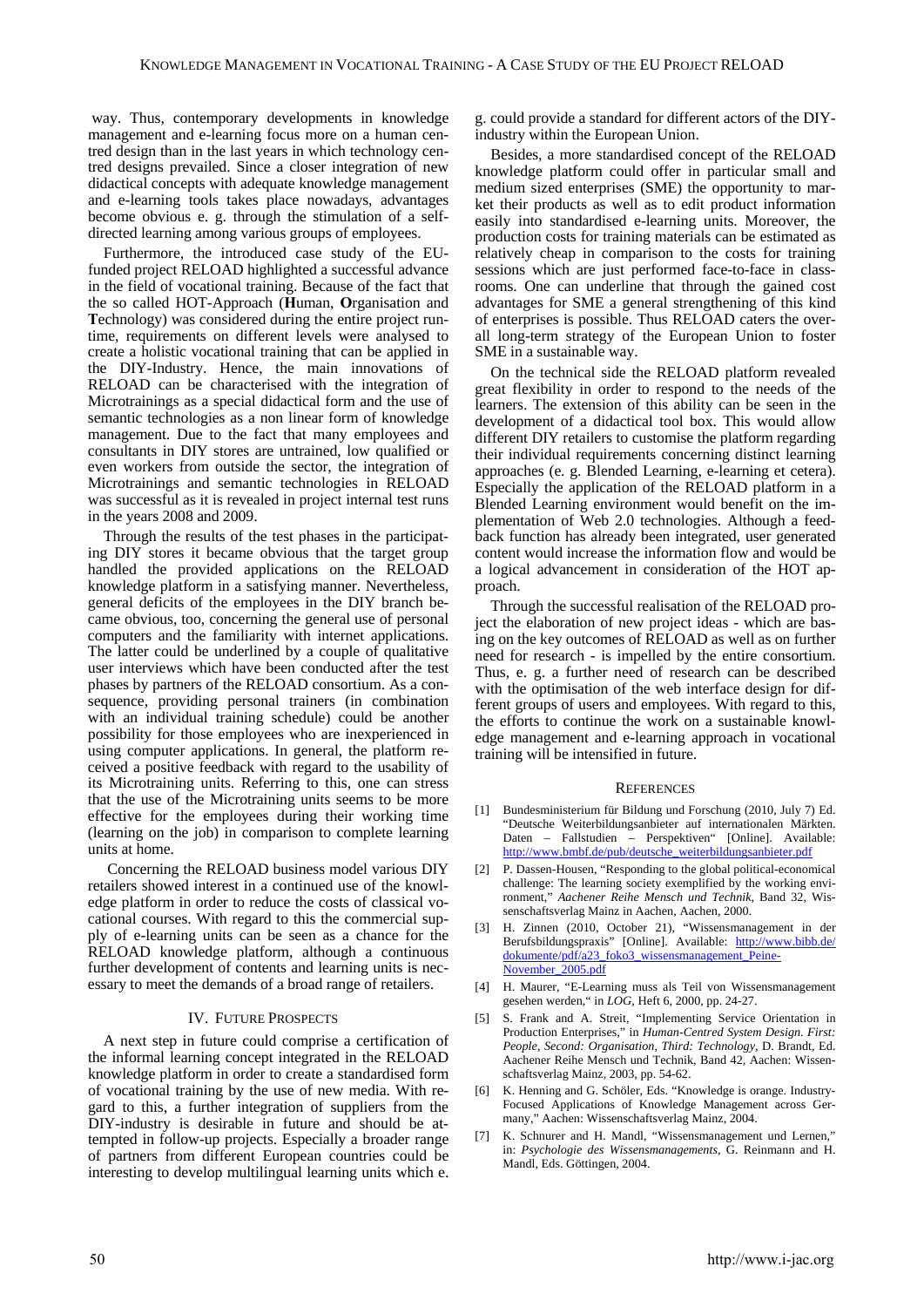way. Thus, contemporary developments in knowledge management and e-learning focus more on a human centred design than in the last years in which technology centred designs prevailed. Since a closer integration of new didactical concepts with adequate knowledge management and e-learning tools takes place nowadays, advantages become obvious e. g. through the stimulation of a self-directed learning among various groups of employees.

Furthermore, the introduced case study of the EU-funded project RELOAD highlighted a successful advance in the field of vocational training. Because of the fact that the so called HOT-Approach (**H**uman, **O**rganisation and **T**echnology) was considered during the entire project runtime, requirements on different levels were analysed to create a holistic vocational training that can be applied in the DIY-Industry. Hence, the main innovations of RELOAD can be characterised with the integration of Microtrainings as a special didactical form and the use of semantic technologies as a non linear form of knowledge management. Due to the fact that many employees and consultants in DIY stores are untrained, low qualified or even workers from outside the sector, the integration of Microtrainings and semantic technologies in RELOAD was successful as it is revealed in project internal test runs in the years 2008 and 2009.

Through the results of the test phases in the participating DIY stores it became obvious that the target group handled the provided applications on the RELOAD knowledge platform in a satisfying manner. Nevertheless, general deficits of the employees in the DIY branch became obvious, too, concerning the general use of personal computers and the familiarity with internet applications. The latter could be underlined by a couple of qualitative user interviews which have been conducted after the test phases by partners of the RELOAD consortium. As a consequence, providing personal trainers (in combination with an individual training schedule) could be another possibility for those employees who are inexperienced in using computer applications. In general, the platform received a positive feedback with regard to the usability of its Microtraining units. Referring to this, one can stress that the use of the Microtraining units seems to be more effective for the employees during their working time (learning on the job) in comparison to complete learning units at home.

Concerning the RELOAD business model various DIY retailers showed interest in a continued use of the knowledge platform in order to reduce the costs of classical vocational courses. With regard to this the commercial supply of e-learning units can be seen as a chance for the RELOAD knowledge platform, although a continuous further development of contents and learning units is necessary to meet the demands of a broad range of retailers.

## IV. Future Prospects

A next step in future could comprise a certification of the informal learning concept integrated in the RELOAD knowledge platform in order to create a standardised form of vocational training by the use of new media. With regard to this, a further integration of suppliers from the DIY-industry is desirable in future and should be attempted in follow-up projects. Especially a broader range of partners from different European countries could be interesting to develop multilingual learning units which e. g. could provide a standard for different actors of the DIY-industry within the European Union.

Besides, a more standardised concept of the RELOAD knowledge platform could offer in particular small and medium sized enterprises (SME) the opportunity to market their products as well as to edit product information easily into standardised e-learning units. Moreover, the production costs for training materials can be estimated as relatively cheap in comparison to the costs for training sessions which are just performed face-to-face in classrooms. One can underline that through the gained cost advantages for SME a general strengthening of this kind of enterprises is possible. Thus RELOAD caters the overall long-term strategy of the European Union to foster SME in a sustainable way.

On the technical side the RELOAD platform revealed great flexibility in order to respond to the needs of the learners. The extension of this ability can be seen in the development of a didactical tool box. This would allow different DIY retailers to customise the platform regarding their individual requirements concerning distinct learning approaches (e. g. Blended Learning, e-learning et cetera). Especially the application of the RELOAD platform in a Blended Learning environment would benefit on the implementation of Web 2.0 technologies. Although a feedback function has already been integrated, user generated content would increase the information flow and would be a logical advancement in consideration of the HOT approach.

Through the successful realisation of the RELOAD project the elaboration of new project ideas - which are basing on the key outcomes of RELOAD as well as on further need for research - is impelled by the entire consortium. Thus, e. g. a further need of research can be described with the optimisation of the web interface design for different groups of users and employees. With regard to this, the efforts to continue the work on a sustainable knowledge management and e-learning approach in vocational training will be intensified in future.

## References

[1] Bundesministerium für Bildung und Forschung (2010, July 7) Ed. "Deutsche Weiterbildungsanbieter auf internationalen Märkten. Daten – Fallstudien – Perspektiven" [Online]. Available: http://www.bmbf.de/pub/deutsche_weiterbildungsanbieter.pdf

[2] P. Dassen-Housen, "Responding to the global political-economical challenge: The learning society exemplified by the working environment," *Aachener Reihe Mensch und Technik*, Band 32, Wissenschaftsverlag Mainz in Aachen, Aachen, 2000.

[3] H. Zinnen (2010, October 21), "Wissensmanagement in der Berufsbildungspraxis" [Online]. Available: http://www.bibb.de/dokumente/pdf/a23_foko3_wissensmanagement_Peine-November_2005.pdf

[4] H. Maurer, "E-Learning muss als Teil von Wissensmanagement gesehen werden," in *LOG*, Heft 6, 2000, pp. 24-27.

[5] S. Frank and A. Streit, "Implementing Service Orientation in Production Enterprises," in *Human-Centred System Design. First: People, Second: Organisation, Third: Technology*, D. Brandt, Ed. Aachener Reihe Mensch und Technik, Band 42, Aachen: Wissenschaftsverlag Mainz, 2003, pp. 54-62.

[6] K. Henning and G. Schöler, Eds. "Knowledge is orange. Industry-Focused Applications of Knowledge Management across Germany," Aachen: Wissenschaftsverlag Mainz, 2004.

[7] K. Schnurer and H. Mandl, "Wissensmanagement und Lernen," in: *Psychologie des Wissensmanagements*, G. Reinmann and H. Mandl, Eds. Göttingen, 2004.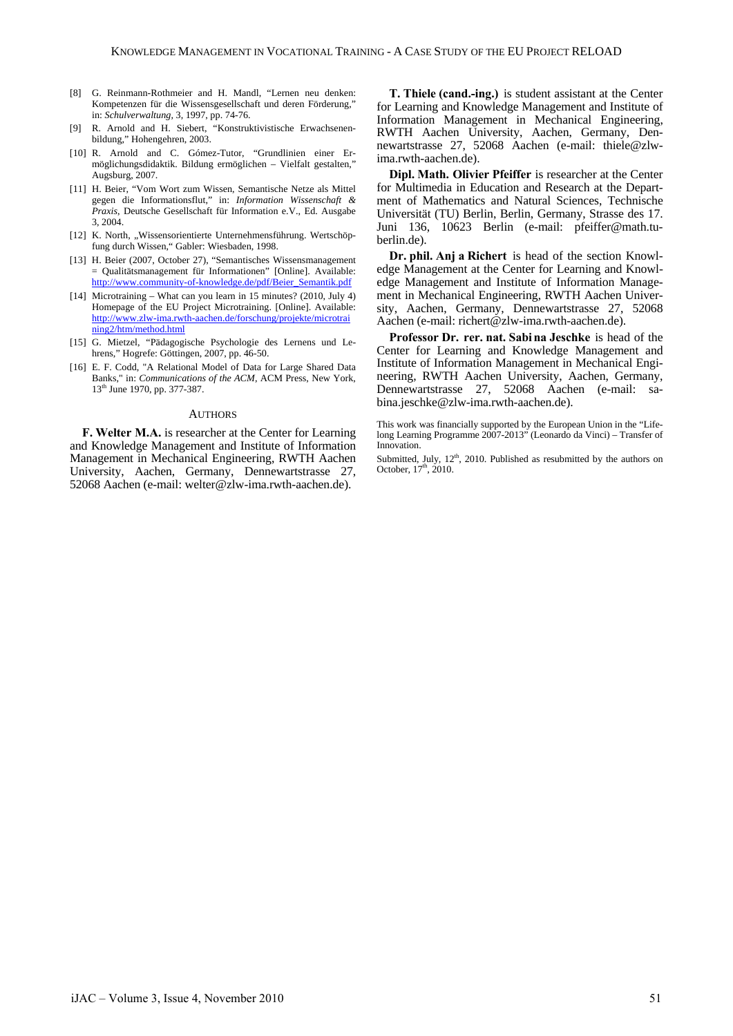[8] G. Reinmann-Rothmeier and H. Mandl, "Lernen neu denken: Kompetenzen für die Wissensgesellschaft und deren Förderung," in: *Schulverwaltung*, 3, 1997, pp. 74-76.

[9] R. Arnold and H. Siebert, "Konstruktivistische Erwachsenenbildung," Hohengehren, 2003.

[10] R. Arnold and C. Gómez-Tutor, "Grundlinien einer Ermöglichungsdidaktik. Bildung ermöglichen – Vielfalt gestalten," Augsburg, 2007.

[11] H. Beier, "Vom Wort zum Wissen, Semantische Netze als Mittel gegen die Informationsflut," in: *Information Wissenschaft & Praxis*, Deutsche Gesellschaft für Information e.V., Ed. Ausgabe 3, 2004.

[12] K. North, „Wissensorientierte Unternehmensführung. Wertschöpfung durch Wissen," Gabler: Wiesbaden, 1998.

[13] H. Beier (2007, October 27), "Semantisches Wissensmanagement = Qualitätsmanagement für Informationen" [Online]. Available: http://www.community-of-knowledge.de/pdf/Beier_Semantik.pdf

[14] Microtraining – What can you learn in 15 minutes? (2010, July 4) Homepage of the EU Project Microtraining. [Online]. Available: http://www.zlw-ima.rwth-aachen.de/forschung/projekte/microtraining2/htm/method.html

[15] G. Mietzel, "Pädagogische Psychologie des Lernens und Lehrens," Hogrefe: Göttingen, 2007, pp. 46-50.

[16] E. F. Codd, "A Relational Model of Data for Large Shared Data Banks," in: *Communications of the ACM*, ACM Press, New York, 13th June 1970, pp. 377-387.

## Authors

**F. Welter M.A.** is researcher at the Center for Learning and Knowledge Management and Institute of Information Management in Mechanical Engineering, RWTH Aachen University, Aachen, Germany, Dennewartstrasse 27, 52068 Aachen (e-mail: welter@zlw-ima.rwth-aachen.de).

**T. Thiele (cand.-ing.)** is student assistant at the Center for Learning and Knowledge Management and Institute of Information Management in Mechanical Engineering, RWTH Aachen University, Aachen, Germany, Dennewartstrasse 27, 52068 Aachen (e-mail: thiele@zlw-ima.rwth-aachen.de).

**Dipl. Math. Olivier Pfeiffer** is researcher at the Center for Multimedia in Education and Research at the Department of Mathematics and Natural Sciences, Technische Universität (TU) Berlin, Berlin, Germany, Strasse des 17. Juni 136, 10623 Berlin (e-mail: pfeiffer@math.tu-berlin.de).

**Dr. phil. Anja Richert** is head of the section Knowledge Management at the Center for Learning and Knowledge Management and Institute of Information Management in Mechanical Engineering, RWTH Aachen University, Aachen, Germany, Dennewartstrasse 27, 52068 Aachen (e-mail: richert@zlw-ima.rwth-aachen.de).

**Professor Dr. rer. nat. Sabina Jeschke** is head of the Center for Learning and Knowledge Management and Institute of Information Management in Mechanical Engineering, RWTH Aachen University, Aachen, Germany, Dennewartstrasse 27, 52068 Aachen (e-mail: sabina.jeschke@zlw-ima.rwth-aachen.de).

This work was financially supported by the European Union in the "Lifelong Learning Programme 2007-2013" (Leonardo da Vinci) – Transfer of Innovation.

Submitted, July, 12th, 2010. Published as resubmitted by the authors on October, 17th, 2010.